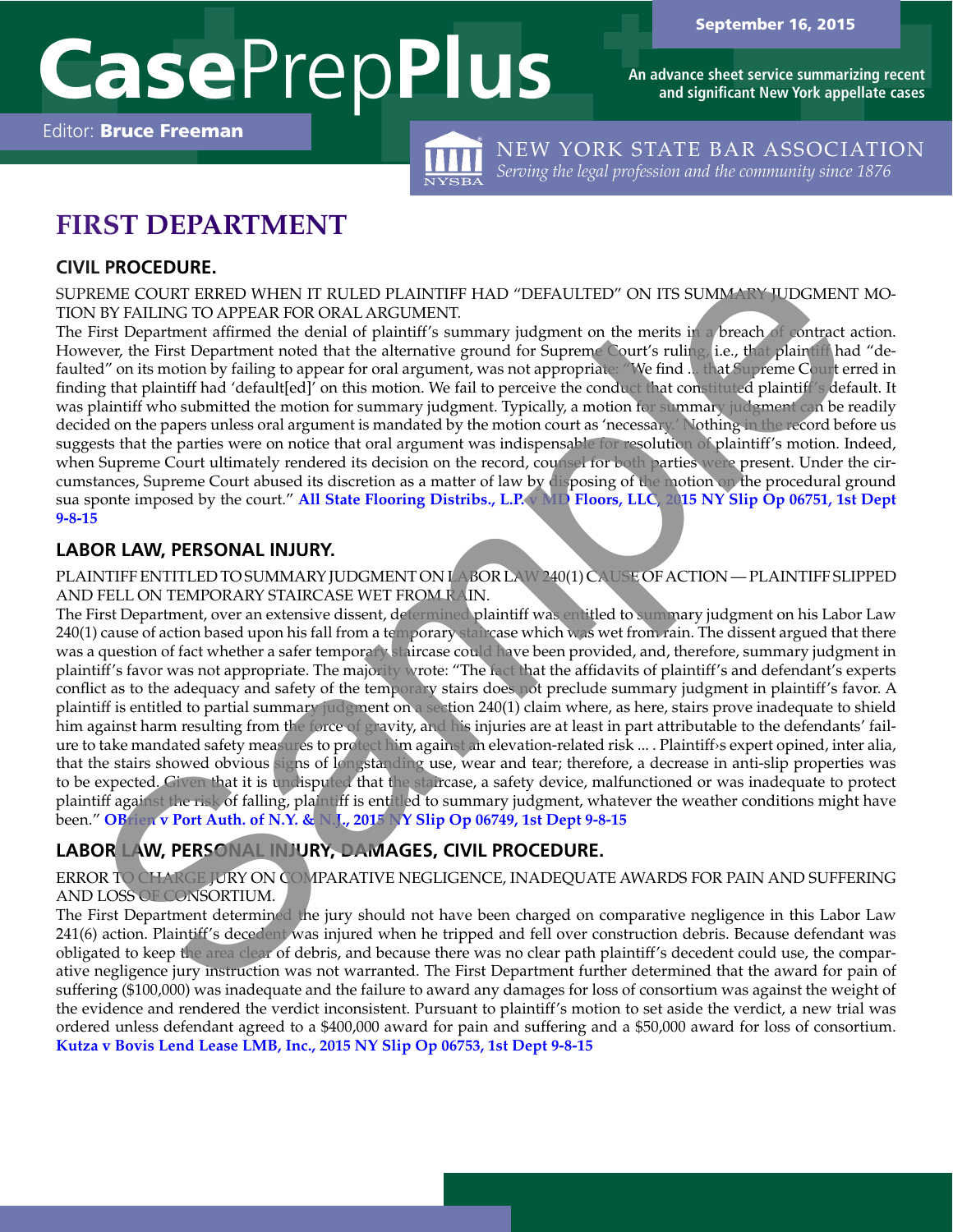# CasePrepPlus

September 16, 2015

An advance sheet service summarizing recent and significant New York appellate cases

Editor: **Bruce Freeman**

NEW YORK STATE BAR ASSOCIATION
*Serving the legal profession and the community since 1876*

## FIRST DEPARTMENT

### CIVIL PROCEDURE.

SUPREME COURT ERRED WHEN IT RULED PLAINTIFF HAD "DEFAULTED" ON ITS SUMMARY JUDGMENT MOTION BY FAILING TO APPEAR FOR ORAL ARGUMENT.

The First Department affirmed the denial of plaintiff's summary judgment on the merits in a breach of contract action. However, the First Department noted that the alternative ground for Supreme Court's ruling, i.e., that plaintiff had "defaulted" on its motion by failing to appear for oral argument, was not appropriate: "We find ... that Supreme Court erred in finding that plaintiff had 'default[ed]' on this motion. We fail to perceive the conduct that constituted plaintiff's default. It was plaintiff who submitted the motion for summary judgment. Typically, a motion for summary judgment can be readily decided on the papers unless oral argument is mandated by the motion court as 'necessary.' Nothing in the record before us suggests that the parties were on notice that oral argument was indispensable for resolution of plaintiff's motion. Indeed, when Supreme Court ultimately rendered its decision on the record, counsel for both parties were present. Under the circumstances, Supreme Court abused its discretion as a matter of law by disposing of the motion on the procedural ground sua sponte imposed by the court." **All State Flooring Distribs., L.P. v MD Floors, LLC, 2015 NY Slip Op 06751, 1st Dept 9-8-15**

### LABOR LAW, PERSONAL INJURY.

PLAINTIFF ENTITLED TO SUMMARY JUDGMENT ON LABOR LAW 240(1) CAUSE OF ACTION — PLAINTIFF SLIPPED AND FELL ON TEMPORARY STAIRCASE WET FROM RAIN.

The First Department, over an extensive dissent, determined plaintiff was entitled to summary judgment on his Labor Law 240(1) cause of action based upon his fall from a temporary staircase which was wet from rain. The dissent argued that there was a question of fact whether a safer temporary staircase could have been provided, and, therefore, summary judgment in plaintiff's favor was not appropriate. The majority wrote: "The fact that the affidavits of plaintiff's and defendant's experts conflict as to the adequacy and safety of the temporary stairs does not preclude summary judgment in plaintiff's favor. A plaintiff is entitled to partial summary judgment on a section 240(1) claim where, as here, stairs prove inadequate to shield him against harm resulting from the force of gravity, and his injuries are at least in part attributable to the defendants' failure to take mandated safety measures to protect him against an elevation-related risk ... . Plaintiff›s expert opined, inter alia, that the stairs showed obvious signs of longstanding use, wear and tear; therefore, a decrease in anti-slip properties was to be expected. Given that it is undisputed that the staircase, a safety device, malfunctioned or was inadequate to protect plaintiff against the risk of falling, plaintiff is entitled to summary judgment, whatever the weather conditions might have been." **OBrien v Port Auth. of N.Y. & N.J., 2015 NY Slip Op 06749, 1st Dept 9-8-15**

### LABOR LAW, PERSONAL INJURY, DAMAGES, CIVIL PROCEDURE.

ERROR TO CHARGE JURY ON COMPARATIVE NEGLIGENCE, INADEQUATE AWARDS FOR PAIN AND SUFFERING AND LOSS OF CONSORTIUM.

The First Department determined the jury should not have been charged on comparative negligence in this Labor Law 241(6) action. Plaintiff's decedent was injured when he tripped and fell over construction debris. Because defendant was obligated to keep the area clear of debris, and because there was no clear path plaintiff's decedent could use, the comparative negligence jury instruction was not warranted. The First Department further determined that the award for pain of suffering ($100,000) was inadequate and the failure to award any damages for loss of consortium was against the weight of the evidence and rendered the verdict inconsistent. Pursuant to plaintiff's motion to set aside the verdict, a new trial was ordered unless defendant agreed to a $400,000 award for pain and suffering and a $50,000 award for loss of consortium. **Kutza v Bovis Lend Lease LMB, Inc., 2015 NY Slip Op 06753, 1st Dept 9-8-15**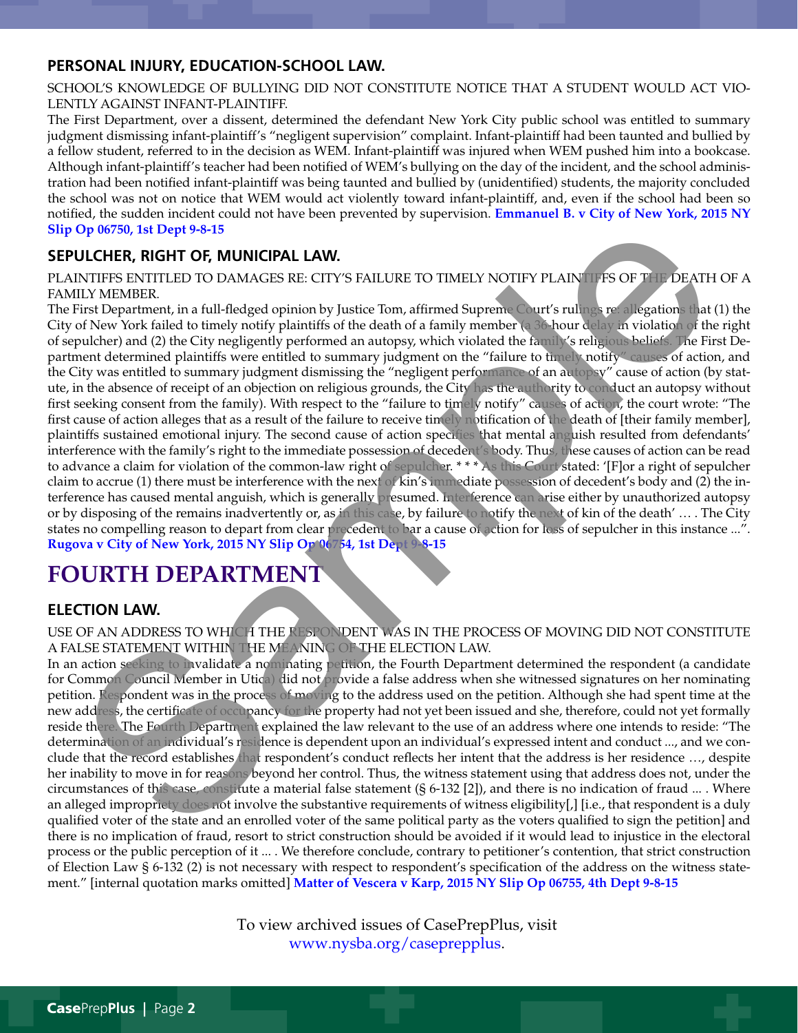### PERSONAL INJURY, EDUCATION-SCHOOL LAW.

SCHOOL'S KNOWLEDGE OF BULLYING DID NOT CONSTITUTE NOTICE THAT A STUDENT WOULD ACT VIOLENTLY AGAINST INFANT-PLAINTIFF.

The First Department, over a dissent, determined the defendant New York City public school was entitled to summary judgment dismissing infant-plaintiff's "negligent supervision" complaint. Infant-plaintiff had been taunted and bullied by a fellow student, referred to in the decision as WEM. Infant-plaintiff was injured when WEM pushed him into a bookcase. Although infant-plaintiff's teacher had been notified of WEM's bullying on the day of the incident, and the school administration had been notified infant-plaintiff was being taunted and bullied by (unidentified) students, the majority concluded the school was not on notice that WEM would act violently toward infant-plaintiff, and, even if the school had been so notified, the sudden incident could not have been prevented by supervision. **Emmanuel B. v City of New York, 2015 NY Slip Op 06750, 1st Dept 9-8-15**

### SEPULCHER, RIGHT OF, MUNICIPAL LAW.

PLAINTIFFS ENTITLED TO DAMAGES RE: CITY'S FAILURE TO TIMELY NOTIFY PLAINTIFFS OF THE DEATH OF A FAMILY MEMBER.

The First Department, in a full-fledged opinion by Justice Tom, affirmed Supreme Court's rulings re: allegations that (1) the City of New York failed to timely notify plaintiffs of the death of a family member (a 36-hour delay in violation of the right of sepulcher) and (2) the City negligently performed an autopsy, which violated the family's religious beliefs. The First Department determined plaintiffs were entitled to summary judgment on the "failure to timely notify" causes of action, and the City was entitled to summary judgment dismissing the "negligent performance of an autopsy" cause of action (by statute, in the absence of receipt of an objection on religious grounds, the City has the authority to conduct an autopsy without first seeking consent from the family). With respect to the "failure to timely notify" causes of action, the court wrote: "The first cause of action alleges that as a result of the failure to receive timely notification of the death of [their family member], plaintiffs sustained emotional injury. The second cause of action specifies that mental anguish resulted from defendants' interference with the family's right to the immediate possession of decedent's body. Thus, these causes of action can be read to advance a claim for violation of the common-law right of sepulcher. * * * As this Court stated: '[F]or a right of sepulcher claim to accrue (1) there must be interference with the next of kin's immediate possession of decedent's body and (2) the interference has caused mental anguish, which is generally presumed. Interference can arise either by unauthorized autopsy or by disposing of the remains inadvertently or, as in this case, by failure to notify the next of kin of the death' … . The City states no compelling reason to depart from clear precedent to bar a cause of action for loss of sepulcher in this instance ...". **Rugova v City of New York, 2015 NY Slip Op 06754, 1st Dept 9-8-15**

## FOURTH DEPARTMENT

### ELECTION LAW.

USE OF AN ADDRESS TO WHICH THE RESPONDENT WAS IN THE PROCESS OF MOVING DID NOT CONSTITUTE A FALSE STATEMENT WITHIN THE MEANING OF THE ELECTION LAW.

In an action seeking to invalidate a nominating petition, the Fourth Department determined the respondent (a candidate for Common Council Member in Utica) did not provide a false address when she witnessed signatures on her nominating petition. Respondent was in the process of moving to the address used on the petition. Although she had spent time at the new address, the certificate of occupancy for the property had not yet been issued and she, therefore, could not yet formally reside there. The Fourth Department explained the law relevant to the use of an address where one intends to reside: "The determination of an individual's residence is dependent upon an individual's expressed intent and conduct ..., and we conclude that the record establishes that respondent's conduct reflects her intent that the address is her residence …, despite her inability to move in for reasons beyond her control. Thus, the witness statement using that address does not, under the circumstances of this case, constitute a material false statement (§ 6-132 [2]), and there is no indication of fraud ... . Where an alleged impropriety does not involve the substantive requirements of witness eligibility[,] [i.e., that respondent is a duly qualified voter of the state and an enrolled voter of the same political party as the voters qualified to sign the petition] and there is no implication of fraud, resort to strict construction should be avoided if it would lead to injustice in the electoral process or the public perception of it ... . We therefore conclude, contrary to petitioner's contention, that strict construction of Election Law § 6-132 (2) is not necessary with respect to respondent's specification of the address on the witness statement." [internal quotation marks omitted] **Matter of Vescera v Karp, 2015 NY Slip Op 06755, 4th Dept 9-8-15**

To view archived issues of CasePrepPlus, visit www.nysba.org/caseprepplus.